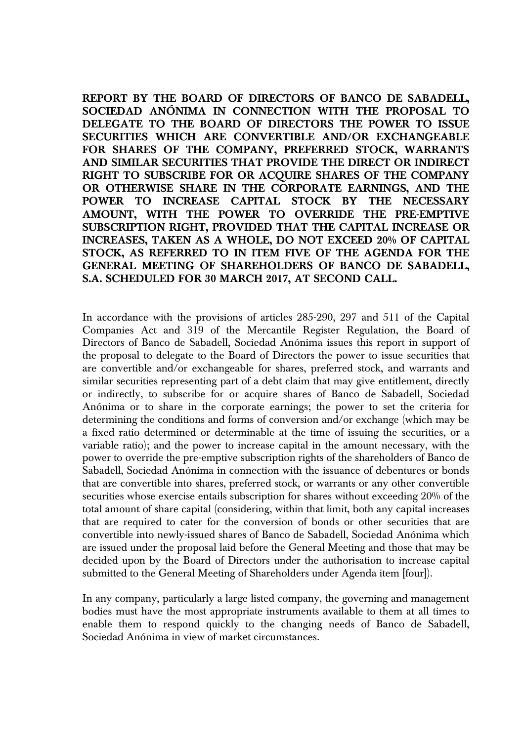**REPORT BY THE BOARD OF DIRECTORS OF BANCO DE SABADELL, SOCIEDAD ANÓNIMA IN CONNECTION WITH THE PROPOSAL TO DELEGATE TO THE BOARD OF DIRECTORS THE POWER TO ISSUE SECURITIES WHICH ARE CONVERTIBLE AND/OR EXCHANGEABLE FOR SHARES OF THE COMPANY, PREFERRED STOCK, WARRANTS AND SIMILAR SECURITIES THAT PROVIDE THE DIRECT OR INDIRECT RIGHT TO SUBSCRIBE FOR OR ACQUIRE SHARES OF THE COMPANY OR OTHERWISE SHARE IN THE CORPORATE EARNINGS, AND THE POWER TO INCREASE CAPITAL STOCK BY THE NECESSARY AMOUNT, WITH THE POWER TO OVERRIDE THE PRE-EMPTIVE SUBSCRIPTION RIGHT, PROVIDED THAT THE CAPITAL INCREASE OR INCREASES, TAKEN AS A WHOLE, DO NOT EXCEED 20% OF CAPITAL STOCK, AS REFERRED TO IN ITEM FIVE OF THE AGENDA FOR THE GENERAL MEETING OF SHAREHOLDERS OF BANCO DE SABADELL, S.A. SCHEDULED FOR 30 MARCH 2017, AT SECOND CALL.**

In accordance with the provisions of articles 285-290, 297 and 511 of the Capital Companies Act and 319 of the Mercantile Register Regulation, the Board of Directors of Banco de Sabadell, Sociedad Anónima issues this report in support of the proposal to delegate to the Board of Directors the power to issue securities that are convertible and/or exchangeable for shares, preferred stock, and warrants and similar securities representing part of a debt claim that may give entitlement, directly or indirectly, to subscribe for or acquire shares of Banco de Sabadell, Sociedad Anónima or to share in the corporate earnings; the power to set the criteria for determining the conditions and forms of conversion and/or exchange (which may be a fixed ratio determined or determinable at the time of issuing the securities, or a variable ratio); and the power to increase capital in the amount necessary, with the power to override the pre-emptive subscription rights of the shareholders of Banco de Sabadell, Sociedad Anónima in connection with the issuance of debentures or bonds that are convertible into shares, preferred stock, or warrants or any other convertible securities whose exercise entails subscription for shares without exceeding 20% of the total amount of share capital (considering, within that limit, both any capital increases that are required to cater for the conversion of bonds or other securities that are convertible into newly-issued shares of Banco de Sabadell, Sociedad Anónima which are issued under the proposal laid before the General Meeting and those that may be decided upon by the Board of Directors under the authorisation to increase capital submitted to the General Meeting of Shareholders under Agenda item [four]).

In any company, particularly a large listed company, the governing and management bodies must have the most appropriate instruments available to them at all times to enable them to respond quickly to the changing needs of Banco de Sabadell, Sociedad Anónima in view of market circumstances.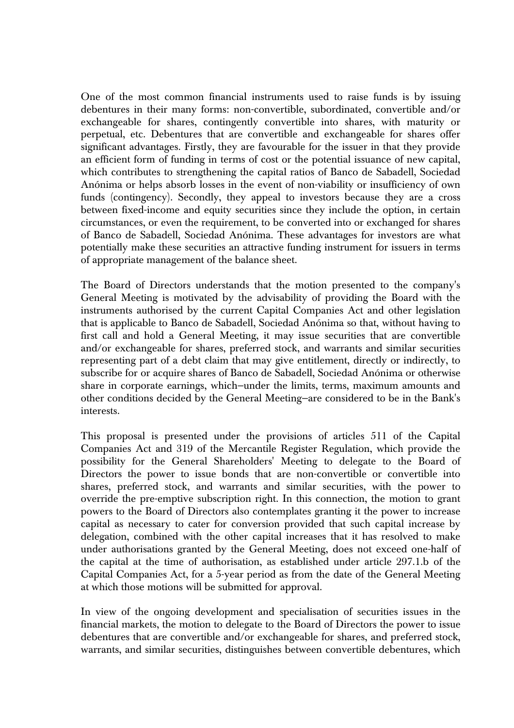One of the most common financial instruments used to raise funds is by issuing debentures in their many forms: non-convertible, subordinated, convertible and/or exchangeable for shares, contingently convertible into shares, with maturity or perpetual, etc. Debentures that are convertible and exchangeable for shares offer significant advantages. Firstly, they are favourable for the issuer in that they provide an efficient form of funding in terms of cost or the potential issuance of new capital, which contributes to strengthening the capital ratios of Banco de Sabadell, Sociedad Anónima or helps absorb losses in the event of non-viability or insufficiency of own funds (contingency). Secondly, they appeal to investors because they are a cross between fixed-income and equity securities since they include the option, in certain circumstances, or even the requirement, to be converted into or exchanged for shares of Banco de Sabadell, Sociedad Anónima. These advantages for investors are what potentially make these securities an attractive funding instrument for issuers in terms of appropriate management of the balance sheet.

The Board of Directors understands that the motion presented to the company's General Meeting is motivated by the advisability of providing the Board with the instruments authorised by the current Capital Companies Act and other legislation that is applicable to Banco de Sabadell, Sociedad Anónima so that, without having to first call and hold a General Meeting, it may issue securities that are convertible and/or exchangeable for shares, preferred stock, and warrants and similar securities representing part of a debt claim that may give entitlement, directly or indirectly, to subscribe for or acquire shares of Banco de Sabadell, Sociedad Anónima or otherwise share in corporate earnings, which—under the limits, terms, maximum amounts and other conditions decided by the General Meeting—are considered to be in the Bank's interests.

This proposal is presented under the provisions of articles 511 of the Capital Companies Act and 319 of the Mercantile Register Regulation, which provide the possibility for the General Shareholders' Meeting to delegate to the Board of Directors the power to issue bonds that are non-convertible or convertible into shares, preferred stock, and warrants and similar securities, with the power to override the pre-emptive subscription right. In this connection, the motion to grant powers to the Board of Directors also contemplates granting it the power to increase capital as necessary to cater for conversion provided that such capital increase by delegation, combined with the other capital increases that it has resolved to make under authorisations granted by the General Meeting, does not exceed one-half of the capital at the time of authorisation, as established under article 297.1.b of the Capital Companies Act, for a 5-year period as from the date of the General Meeting at which those motions will be submitted for approval.

In view of the ongoing development and specialisation of securities issues in the financial markets, the motion to delegate to the Board of Directors the power to issue debentures that are convertible and/or exchangeable for shares, and preferred stock, warrants, and similar securities, distinguishes between convertible debentures, which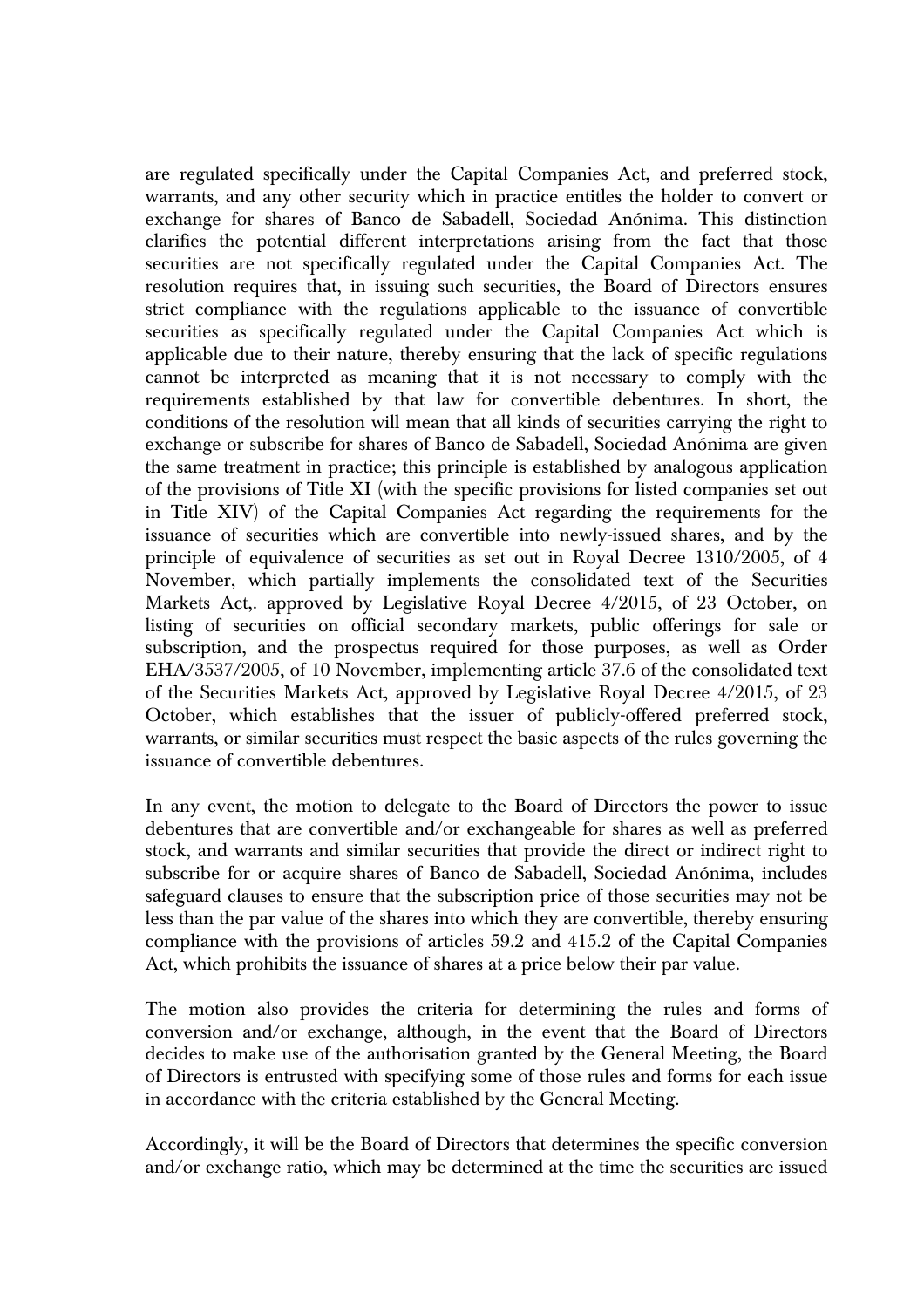are regulated specifically under the Capital Companies Act, and preferred stock, warrants, and any other security which in practice entitles the holder to convert or exchange for shares of Banco de Sabadell, Sociedad Anónima. This distinction clarifies the potential different interpretations arising from the fact that those securities are not specifically regulated under the Capital Companies Act. The resolution requires that, in issuing such securities, the Board of Directors ensures strict compliance with the regulations applicable to the issuance of convertible securities as specifically regulated under the Capital Companies Act which is applicable due to their nature, thereby ensuring that the lack of specific regulations cannot be interpreted as meaning that it is not necessary to comply with the requirements established by that law for convertible debentures. In short, the conditions of the resolution will mean that all kinds of securities carrying the right to exchange or subscribe for shares of Banco de Sabadell, Sociedad Anónima are given the same treatment in practice; this principle is established by analogous application of the provisions of Title XI (with the specific provisions for listed companies set out in Title XIV) of the Capital Companies Act regarding the requirements for the issuance of securities which are convertible into newly-issued shares, and by the principle of equivalence of securities as set out in Royal Decree 1310/2005, of 4 November, which partially implements the consolidated text of the Securities Markets Act,. approved by Legislative Royal Decree 4/2015, of 23 October, on listing of securities on official secondary markets, public offerings for sale or subscription, and the prospectus required for those purposes, as well as Order EHA/3537/2005, of 10 November, implementing article 37.6 of the consolidated text of the Securities Markets Act, approved by Legislative Royal Decree 4/2015, of 23 October, which establishes that the issuer of publicly-offered preferred stock, warrants, or similar securities must respect the basic aspects of the rules governing the issuance of convertible debentures.

In any event, the motion to delegate to the Board of Directors the power to issue debentures that are convertible and/or exchangeable for shares as well as preferred stock, and warrants and similar securities that provide the direct or indirect right to subscribe for or acquire shares of Banco de Sabadell, Sociedad Anónima, includes safeguard clauses to ensure that the subscription price of those securities may not be less than the par value of the shares into which they are convertible, thereby ensuring compliance with the provisions of articles 59.2 and 415.2 of the Capital Companies Act, which prohibits the issuance of shares at a price below their par value.

The motion also provides the criteria for determining the rules and forms of conversion and/or exchange, although, in the event that the Board of Directors decides to make use of the authorisation granted by the General Meeting, the Board of Directors is entrusted with specifying some of those rules and forms for each issue in accordance with the criteria established by the General Meeting.

Accordingly, it will be the Board of Directors that determines the specific conversion and/or exchange ratio, which may be determined at the time the securities are issued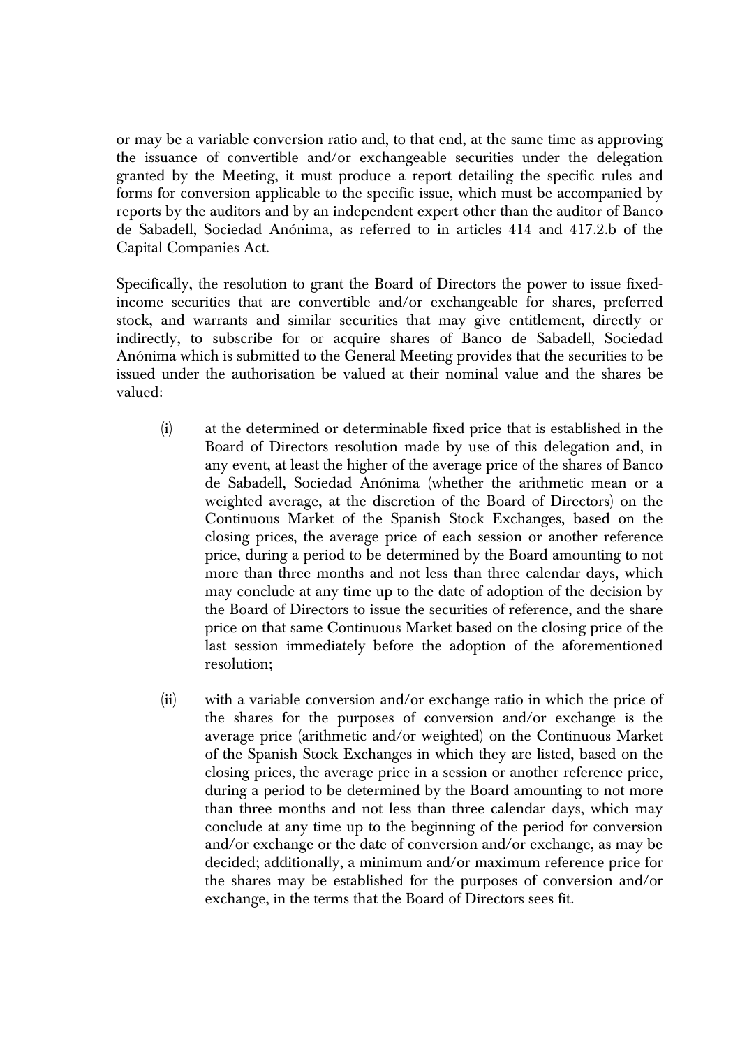or may be a variable conversion ratio and, to that end, at the same time as approving the issuance of convertible and/or exchangeable securities under the delegation granted by the Meeting, it must produce a report detailing the specific rules and forms for conversion applicable to the specific issue, which must be accompanied by reports by the auditors and by an independent expert other than the auditor of Banco de Sabadell, Sociedad Anónima, as referred to in articles 414 and 417.2.b of the Capital Companies Act.

Specifically, the resolution to grant the Board of Directors the power to issue fixed-income securities that are convertible and/or exchangeable for shares, preferred stock, and warrants and similar securities that may give entitlement, directly or indirectly, to subscribe for or acquire shares of Banco de Sabadell, Sociedad Anónima which is submitted to the General Meeting provides that the securities to be issued under the authorisation be valued at their nominal value and the shares be valued:

(i) at the determined or determinable fixed price that is established in the Board of Directors resolution made by use of this delegation and, in any event, at least the higher of the average price of the shares of Banco de Sabadell, Sociedad Anónima (whether the arithmetic mean or a weighted average, at the discretion of the Board of Directors) on the Continuous Market of the Spanish Stock Exchanges, based on the closing prices, the average price of each session or another reference price, during a period to be determined by the Board amounting to not more than three months and not less than three calendar days, which may conclude at any time up to the date of adoption of the decision by the Board of Directors to issue the securities of reference, and the share price on that same Continuous Market based on the closing price of the last session immediately before the adoption of the aforementioned resolution;

(ii) with a variable conversion and/or exchange ratio in which the price of the shares for the purposes of conversion and/or exchange is the average price (arithmetic and/or weighted) on the Continuous Market of the Spanish Stock Exchanges in which they are listed, based on the closing prices, the average price in a session or another reference price, during a period to be determined by the Board amounting to not more than three months and not less than three calendar days, which may conclude at any time up to the beginning of the period for conversion and/or exchange or the date of conversion and/or exchange, as may be decided; additionally, a minimum and/or maximum reference price for the shares may be established for the purposes of conversion and/or exchange, in the terms that the Board of Directors sees fit.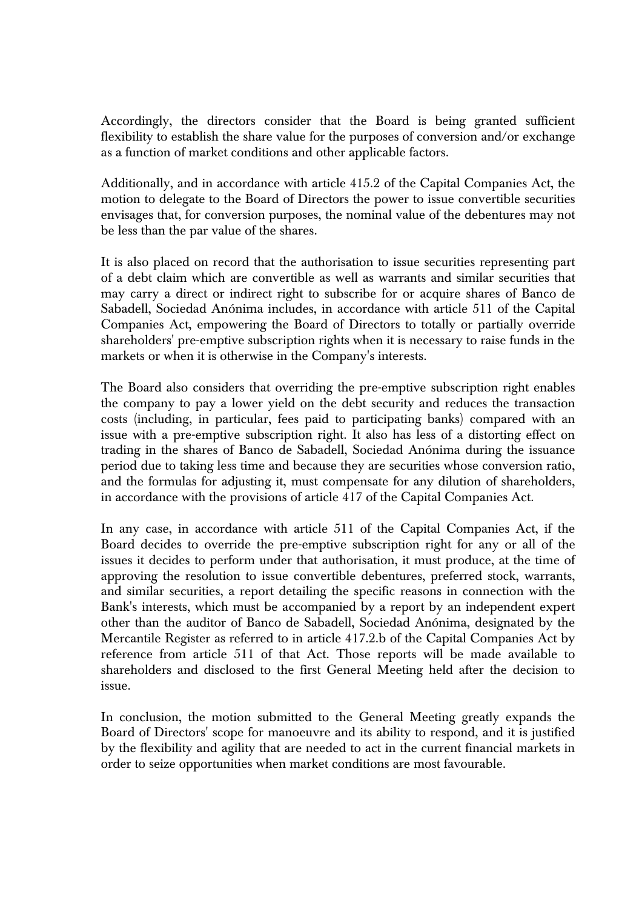Accordingly, the directors consider that the Board is being granted sufficient flexibility to establish the share value for the purposes of conversion and/or exchange as a function of market conditions and other applicable factors.

Additionally, and in accordance with article 415.2 of the Capital Companies Act, the motion to delegate to the Board of Directors the power to issue convertible securities envisages that, for conversion purposes, the nominal value of the debentures may not be less than the par value of the shares.

It is also placed on record that the authorisation to issue securities representing part of a debt claim which are convertible as well as warrants and similar securities that may carry a direct or indirect right to subscribe for or acquire shares of Banco de Sabadell, Sociedad Anónima includes, in accordance with article 511 of the Capital Companies Act, empowering the Board of Directors to totally or partially override shareholders' pre-emptive subscription rights when it is necessary to raise funds in the markets or when it is otherwise in the Company's interests.

The Board also considers that overriding the pre-emptive subscription right enables the company to pay a lower yield on the debt security and reduces the transaction costs (including, in particular, fees paid to participating banks) compared with an issue with a pre-emptive subscription right. It also has less of a distorting effect on trading in the shares of Banco de Sabadell, Sociedad Anónima during the issuance period due to taking less time and because they are securities whose conversion ratio, and the formulas for adjusting it, must compensate for any dilution of shareholders, in accordance with the provisions of article 417 of the Capital Companies Act.

In any case, in accordance with article 511 of the Capital Companies Act, if the Board decides to override the pre-emptive subscription right for any or all of the issues it decides to perform under that authorisation, it must produce, at the time of approving the resolution to issue convertible debentures, preferred stock, warrants, and similar securities, a report detailing the specific reasons in connection with the Bank's interests, which must be accompanied by a report by an independent expert other than the auditor of Banco de Sabadell, Sociedad Anónima, designated by the Mercantile Register as referred to in article 417.2.b of the Capital Companies Act by reference from article 511 of that Act. Those reports will be made available to shareholders and disclosed to the first General Meeting held after the decision to issue.

In conclusion, the motion submitted to the General Meeting greatly expands the Board of Directors' scope for manoeuvre and its ability to respond, and it is justified by the flexibility and agility that are needed to act in the current financial markets in order to seize opportunities when market conditions are most favourable.